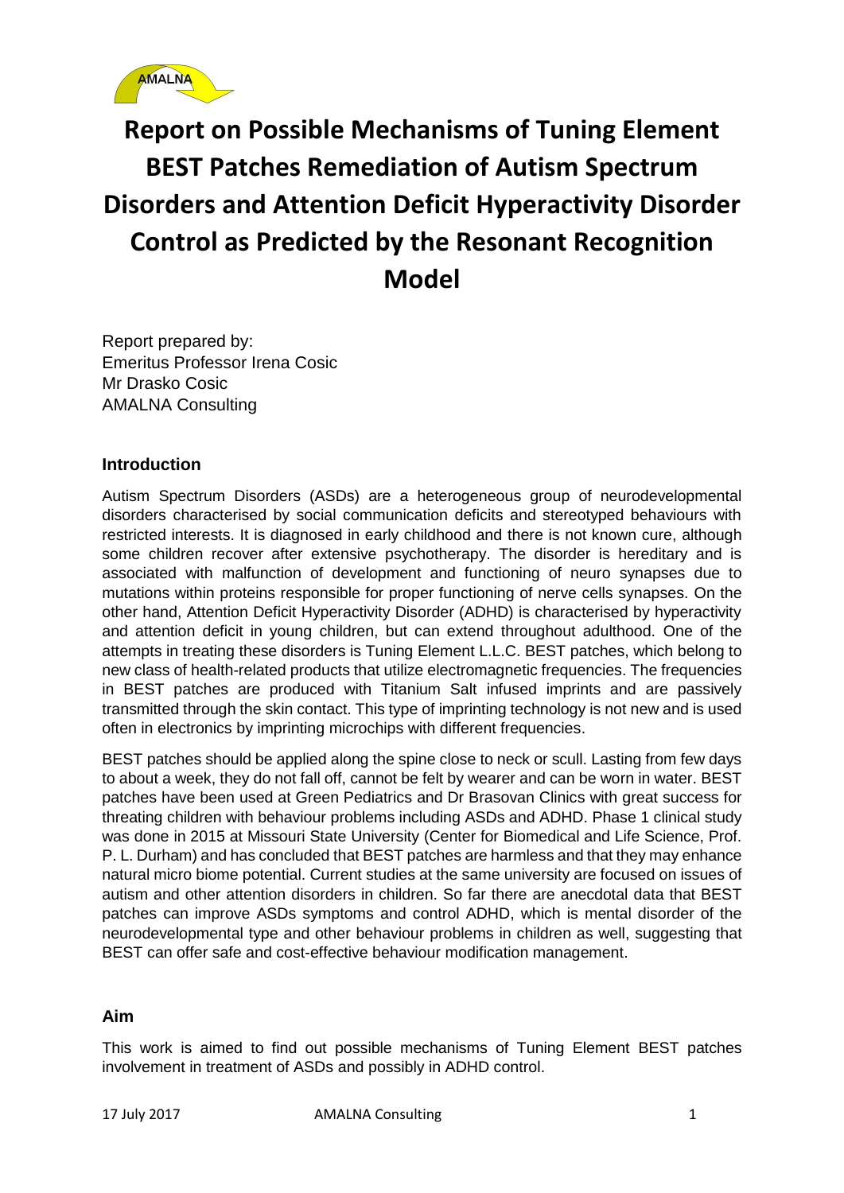AMALNA

# Report on Possible Mechanisms of Tuning Element BEST Patches Remediation of Autism Spectrum Disorders and Attention Deficit Hyperactivity Disorder Control as Predicted by the Resonant Recognition Model

Report prepared by:
Emeritus Professor Irena Cosic
Mr Drasko Cosic
AMALNA Consulting

## Introduction

Autism Spectrum Disorders (ASDs) are a heterogeneous group of neurodevelopmental disorders characterised by social communication deficits and stereotyped behaviours with restricted interests. It is diagnosed in early childhood and there is not known cure, although some children recover after extensive psychotherapy. The disorder is hereditary and is associated with malfunction of development and functioning of neuro synapses due to mutations within proteins responsible for proper functioning of nerve cells synapses. On the other hand, Attention Deficit Hyperactivity Disorder (ADHD) is characterised by hyperactivity and attention deficit in young children, but can extend throughout adulthood. One of the attempts in treating these disorders is Tuning Element L.L.C. BEST patches, which belong to new class of health-related products that utilize electromagnetic frequencies. The frequencies in BEST patches are produced with Titanium Salt infused imprints and are passively transmitted through the skin contact. This type of imprinting technology is not new and is used often in electronics by imprinting microchips with different frequencies.

BEST patches should be applied along the spine close to neck or scull. Lasting from few days to about a week, they do not fall off, cannot be felt by wearer and can be worn in water. BEST patches have been used at Green Pediatrics and Dr Brasovan Clinics with great success for threating children with behaviour problems including ASDs and ADHD. Phase 1 clinical study was done in 2015 at Missouri State University (Center for Biomedical and Life Science, Prof. P. L. Durham) and has concluded that BEST patches are harmless and that they may enhance natural micro biome potential. Current studies at the same university are focused on issues of autism and other attention disorders in children. So far there are anecdotal data that BEST patches can improve ASDs symptoms and control ADHD, which is mental disorder of the neurodevelopmental type and other behaviour problems in children as well, suggesting that BEST can offer safe and cost-effective behaviour modification management.

## Aim

This work is aimed to find out possible mechanisms of Tuning Element BEST patches involvement in treatment of ASDs and possibly in ADHD control.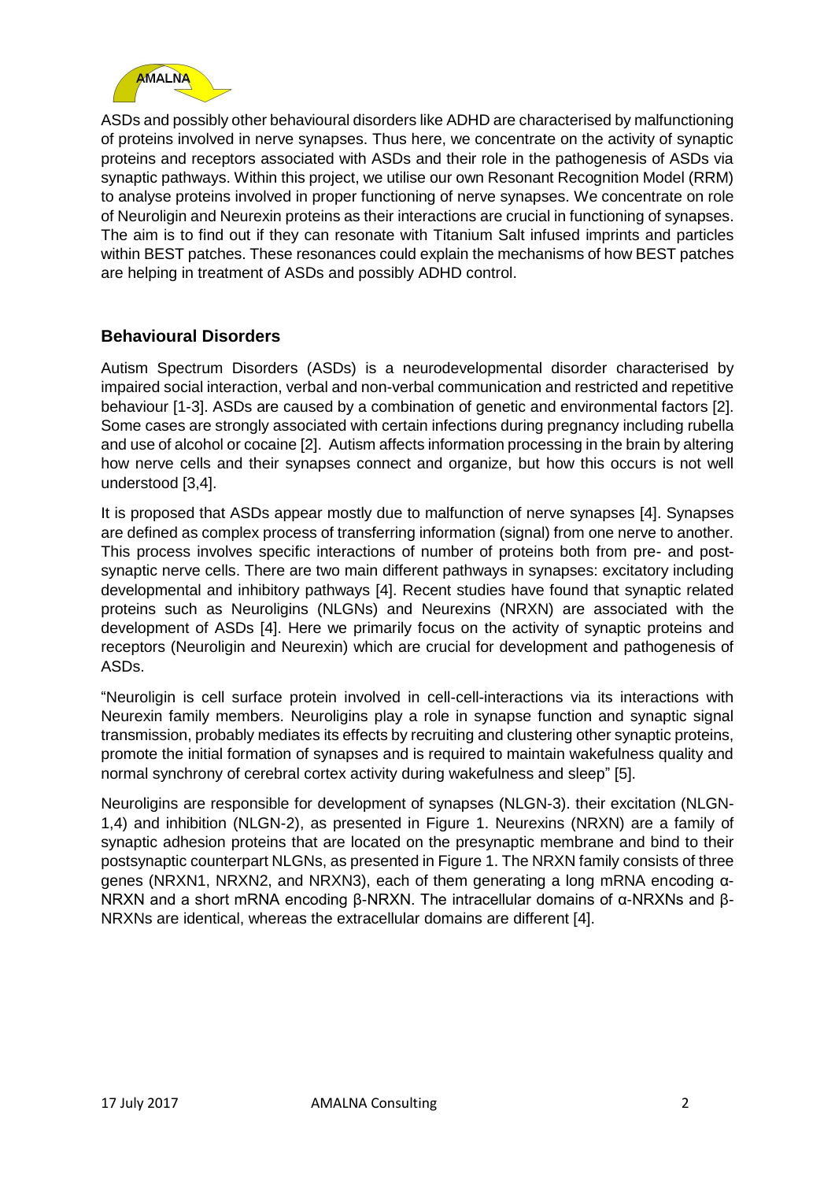ASDs and possibly other behavioural disorders like ADHD are characterised by malfunctioning of proteins involved in nerve synapses. Thus here, we concentrate on the activity of synaptic proteins and receptors associated with ASDs and their role in the pathogenesis of ASDs via synaptic pathways. Within this project, we utilise our own Resonant Recognition Model (RRM) to analyse proteins involved in proper functioning of nerve synapses. We concentrate on role of Neuroligin and Neurexin proteins as their interactions are crucial in functioning of synapses. The aim is to find out if they can resonate with Titanium Salt infused imprints and particles within BEST patches. These resonances could explain the mechanisms of how BEST patches are helping in treatment of ASDs and possibly ADHD control.

## Behavioural Disorders

Autism Spectrum Disorders (ASDs) is a neurodevelopmental disorder characterised by impaired social interaction, verbal and non-verbal communication and restricted and repetitive behaviour [1-3]. ASDs are caused by a combination of genetic and environmental factors [2]. Some cases are strongly associated with certain infections during pregnancy including rubella and use of alcohol or cocaine [2]. Autism affects information processing in the brain by altering how nerve cells and their synapses connect and organize, but how this occurs is not well understood [3,4].

It is proposed that ASDs appear mostly due to malfunction of nerve synapses [4]. Synapses are defined as complex process of transferring information (signal) from one nerve to another. This process involves specific interactions of number of proteins both from pre- and post-synaptic nerve cells. There are two main different pathways in synapses: excitatory including developmental and inhibitory pathways [4]. Recent studies have found that synaptic related proteins such as Neuroligins (NLGNs) and Neurexins (NRXN) are associated with the development of ASDs [4]. Here we primarily focus on the activity of synaptic proteins and receptors (Neuroligin and Neurexin) which are crucial for development and pathogenesis of ASDs.

"Neuroligin is cell surface protein involved in cell-cell-interactions via its interactions with Neurexin family members. Neuroligins play a role in synapse function and synaptic signal transmission, probably mediates its effects by recruiting and clustering other synaptic proteins, promote the initial formation of synapses and is required to maintain wakefulness quality and normal synchrony of cerebral cortex activity during wakefulness and sleep" [5].

Neuroligins are responsible for development of synapses (NLGN-3). their excitation (NLGN-1,4) and inhibition (NLGN-2), as presented in Figure 1. Neurexins (NRXN) are a family of synaptic adhesion proteins that are located on the presynaptic membrane and bind to their postsynaptic counterpart NLGNs, as presented in Figure 1. The NRXN family consists of three genes (NRXN1, NRXN2, and NRXN3), each of them generating a long mRNA encoding α-NRXN and a short mRNA encoding β-NRXN. The intracellular domains of α-NRXNs and β-NRXNs are identical, whereas the extracellular domains are different [4].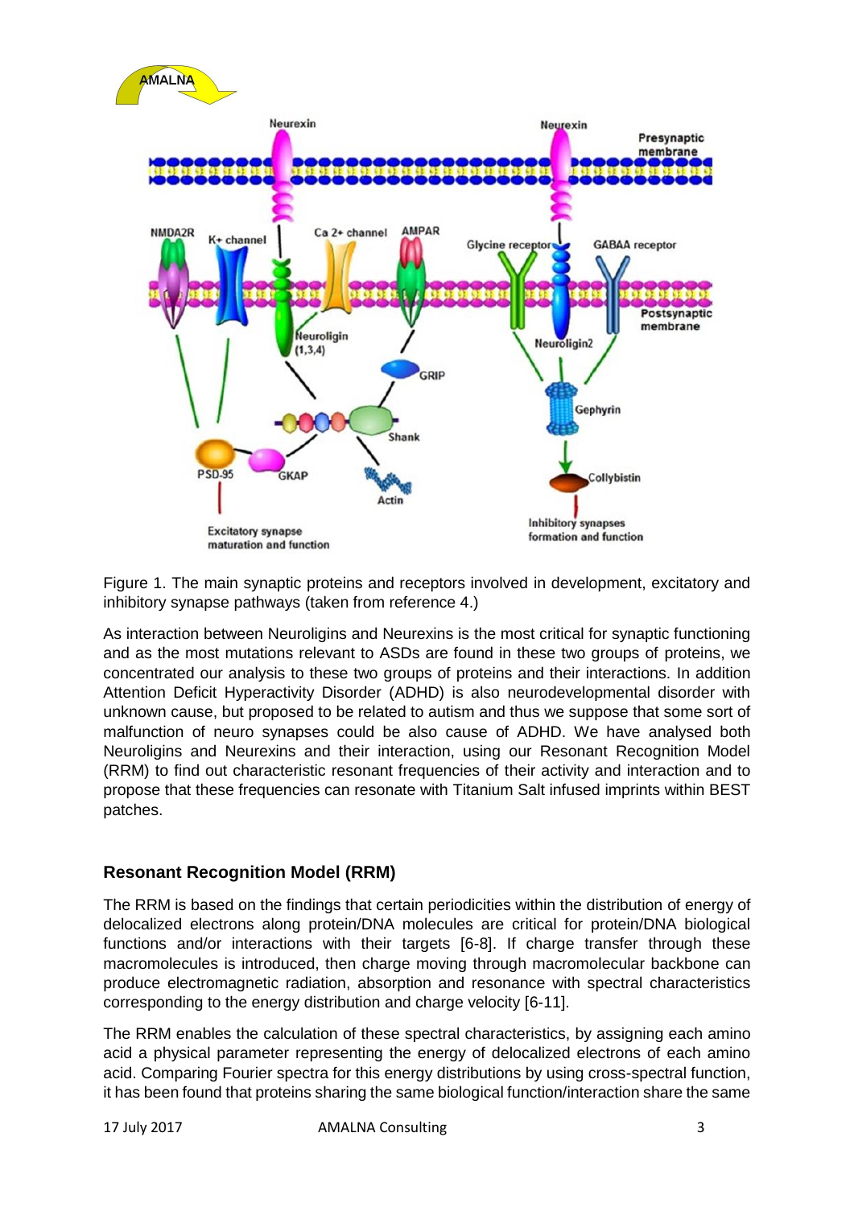Figure 1. The main synaptic proteins and receptors involved in development, excitatory and inhibitory synapse pathways (taken from reference 4.)

As interaction between Neuroligins and Neurexins is the most critical for synaptic functioning and as the most mutations relevant to ASDs are found in these two groups of proteins, we concentrated our analysis to these two groups of proteins and their interactions. In addition Attention Deficit Hyperactivity Disorder (ADHD) is also neurodevelopmental disorder with unknown cause, but proposed to be related to autism and thus we suppose that some sort of malfunction of neuro synapses could be also cause of ADHD. We have analysed both Neuroligins and Neurexins and their interaction, using our Resonant Recognition Model (RRM) to find out characteristic resonant frequencies of their activity and interaction and to propose that these frequencies can resonate with Titanium Salt infused imprints within BEST patches.

## Resonant Recognition Model (RRM)

The RRM is based on the findings that certain periodicities within the distribution of energy of delocalized electrons along protein/DNA molecules are critical for protein/DNA biological functions and/or interactions with their targets [6-8]. If charge transfer through these macromolecules is introduced, then charge moving through macromolecular backbone can produce electromagnetic radiation, absorption and resonance with spectral characteristics corresponding to the energy distribution and charge velocity [6-11].

The RRM enables the calculation of these spectral characteristics, by assigning each amino acid a physical parameter representing the energy of delocalized electrons of each amino acid. Comparing Fourier spectra for this energy distributions by using cross-spectral function, it has been found that proteins sharing the same biological function/interaction share the same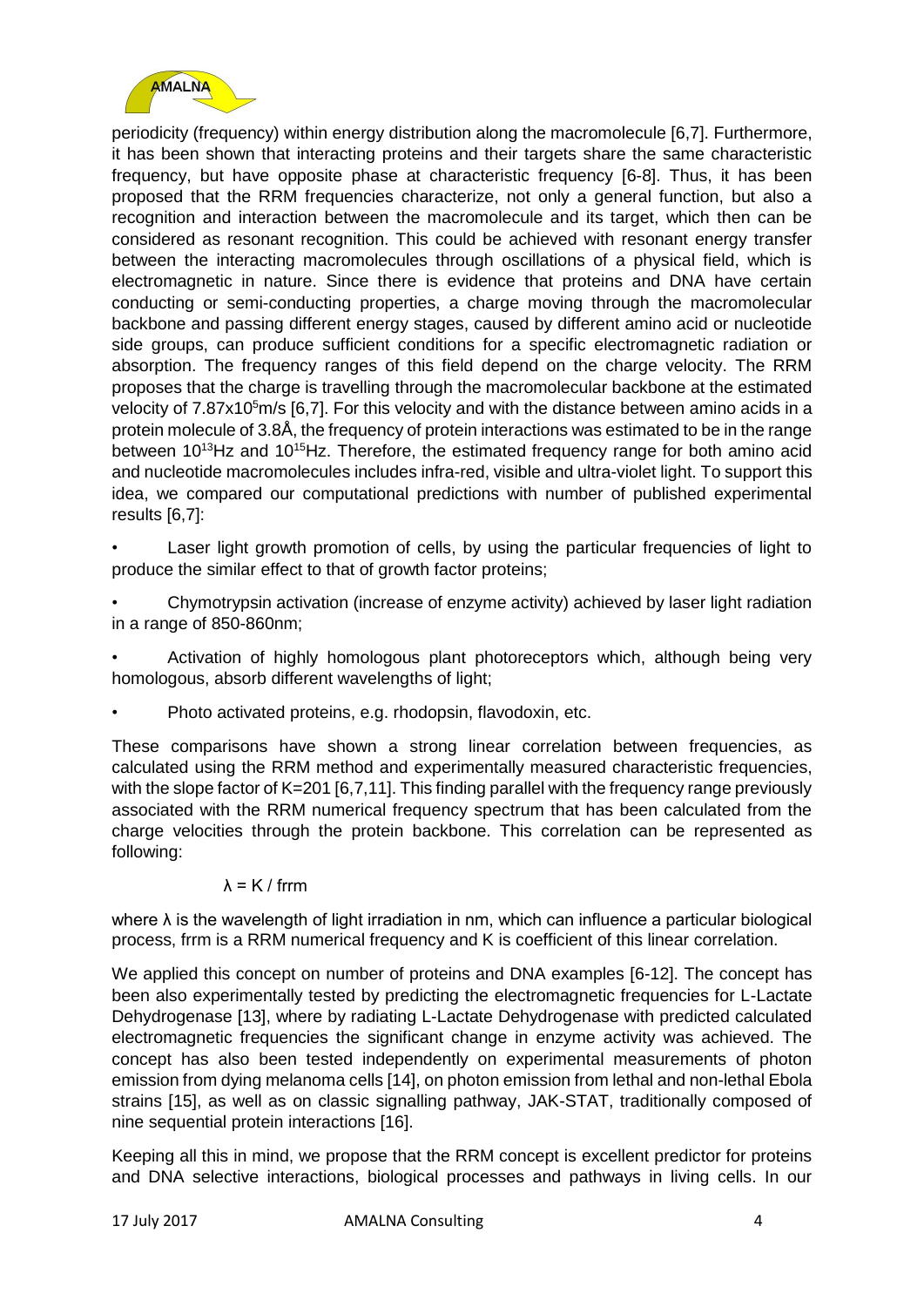periodicity (frequency) within energy distribution along the macromolecule [6,7]. Furthermore, it has been shown that interacting proteins and their targets share the same characteristic frequency, but have opposite phase at characteristic frequency [6-8]. Thus, it has been proposed that the RRM frequencies characterize, not only a general function, but also a recognition and interaction between the macromolecule and its target, which then can be considered as resonant recognition. This could be achieved with resonant energy transfer between the interacting macromolecules through oscillations of a physical field, which is electromagnetic in nature. Since there is evidence that proteins and DNA have certain conducting or semi-conducting properties, a charge moving through the macromolecular backbone and passing different energy stages, caused by different amino acid or nucleotide side groups, can produce sufficient conditions for a specific electromagnetic radiation or absorption. The frequency ranges of this field depend on the charge velocity. The RRM proposes that the charge is travelling through the macromolecular backbone at the estimated velocity of $7.87 \times 10^5$m/s [6,7]. For this velocity and with the distance between amino acids in a protein molecule of 3.8Å, the frequency of protein interactions was estimated to be in the range between $10^{13}$Hz and $10^{15}$Hz. Therefore, the estimated frequency range for both amino acid and nucleotide macromolecules includes infra-red, visible and ultra-violet light. To support this idea, we compared our computational predictions with number of published experimental results [6,7]:

- Laser light growth promotion of cells, by using the particular frequencies of light to produce the similar effect to that of growth factor proteins;
- Chymotrypsin activation (increase of enzyme activity) achieved by laser light radiation in a range of 850-860nm;
- Activation of highly homologous plant photoreceptors which, although being very homologous, absorb different wavelengths of light;
- Photo activated proteins, e.g. rhodopsin, flavodoxin, etc.

These comparisons have shown a strong linear correlation between frequencies, as calculated using the RRM method and experimentally measured characteristic frequencies, with the slope factor of K=201 [6,7,11]. This finding parallel with the frequency range previously associated with the RRM numerical frequency spectrum that has been calculated from the charge velocities through the protein backbone. This correlation can be represented as following:

$$\lambda = K / f_{rrm}$$

where $\lambda$ is the wavelength of light irradiation in nm, which can influence a particular biological process, frrm is a RRM numerical frequency and K is coefficient of this linear correlation.

We applied this concept on number of proteins and DNA examples [6-12]. The concept has been also experimentally tested by predicting the electromagnetic frequencies for L-Lactate Dehydrogenase [13], where by radiating L-Lactate Dehydrogenase with predicted calculated electromagnetic frequencies the significant change in enzyme activity was achieved. The concept has also been tested independently on experimental measurements of photon emission from dying melanoma cells [14], on photon emission from lethal and non-lethal Ebola strains [15], as well as on classic signalling pathway, JAK-STAT, traditionally composed of nine sequential protein interactions [16].

Keeping all this in mind, we propose that the RRM concept is excellent predictor for proteins and DNA selective interactions, biological processes and pathways in living cells. In our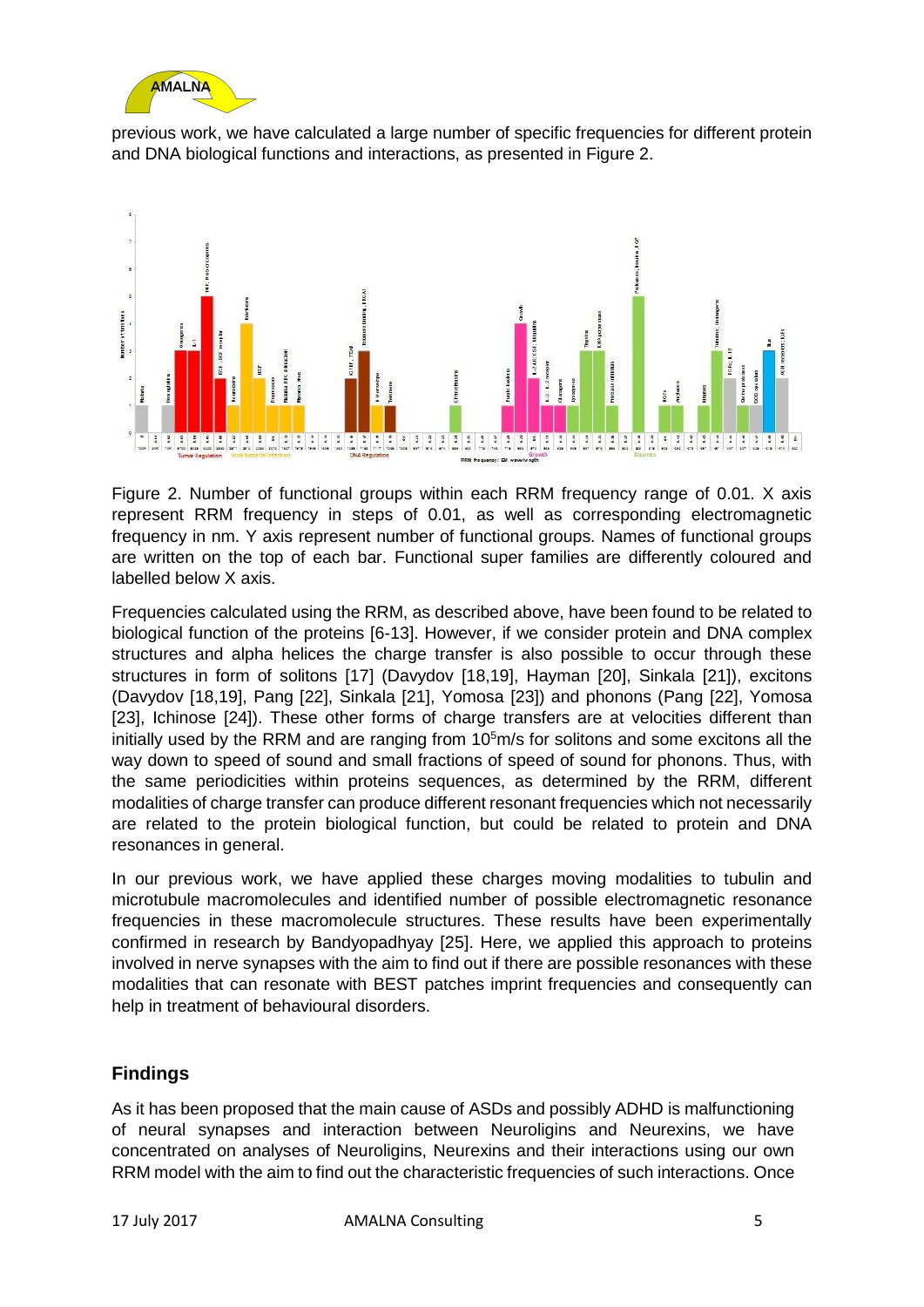previous work, we have calculated a large number of specific frequencies for different protein and DNA biological functions and interactions, as presented in Figure 2.

Figure 2. Number of functional groups within each RRM frequency range of 0.01. X axis represent RRM frequency in steps of 0.01, as well as corresponding electromagnetic frequency in nm. Y axis represent number of functional groups. Names of functional groups are written on the top of each bar. Functional super families are differently coloured and labelled below X axis.

Frequencies calculated using the RRM, as described above, have been found to be related to biological function of the proteins [6-13]. However, if we consider protein and DNA complex structures and alpha helices the charge transfer is also possible to occur through these structures in form of solitons [17] (Davydov [18,19], Hayman [20], Sinkala [21]), excitons (Davydov [18,19], Pang [22], Sinkala [21], Yomosa [23]) and phonons (Pang [22], Yomosa [23], Ichinose [24]). These other forms of charge transfers are at velocities different than initially used by the RRM and are ranging from $10^5$m/s for solitons and some excitons all the way down to speed of sound and small fractions of speed of sound for phonons. Thus, with the same periodicities within proteins sequences, as determined by the RRM, different modalities of charge transfer can produce different resonant frequencies which not necessarily are related to the protein biological function, but could be related to protein and DNA resonances in general.

In our previous work, we have applied these charges moving modalities to tubulin and microtubule macromolecules and identified number of possible electromagnetic resonance frequencies in these macromolecule structures. These results have been experimentally confirmed in research by Bandyopadhyay [25]. Here, we applied this approach to proteins involved in nerve synapses with the aim to find out if there are possible resonances with these modalities that can resonate with BEST patches imprint frequencies and consequently can help in treatment of behavioural disorders.

## Findings

As it has been proposed that the main cause of ASDs and possibly ADHD is malfunctioning of neural synapses and interaction between Neuroligins and Neurexins, we have concentrated on analyses of Neuroligins, Neurexins and their interactions using our own RRM model with the aim to find out the characteristic frequencies of such interactions. Once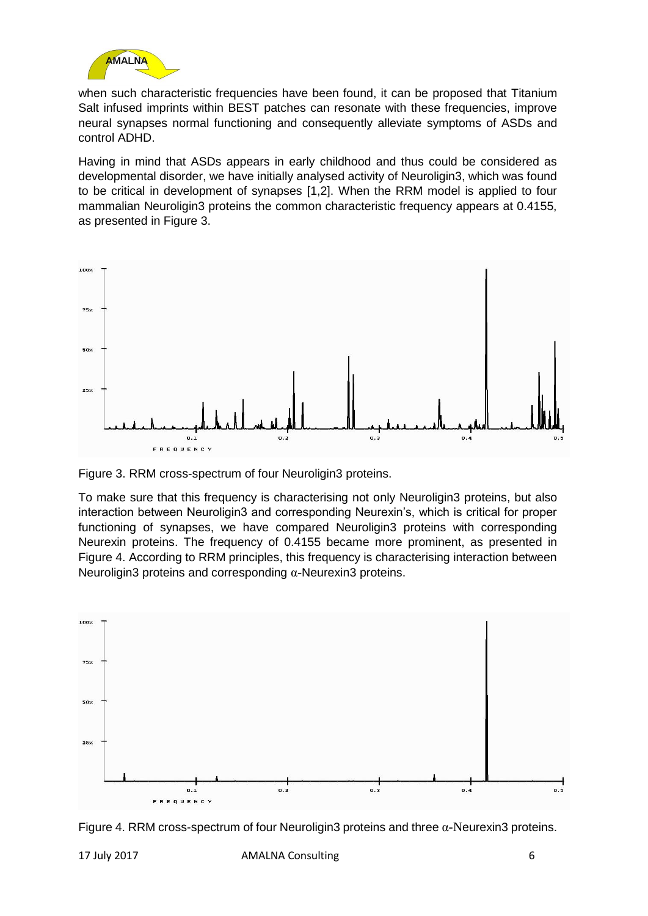when such characteristic frequencies have been found, it can be proposed that Titanium Salt infused imprints within BEST patches can resonate with these frequencies, improve neural synapses normal functioning and consequently alleviate symptoms of ASDs and control ADHD.

Having in mind that ASDs appears in early childhood and thus could be considered as developmental disorder, we have initially analysed activity of Neuroligin3, which was found to be critical in development of synapses [1,2]. When the RRM model is applied to four mammalian Neuroligin3 proteins the common characteristic frequency appears at 0.4155, as presented in Figure 3.

Figure 3. RRM cross-spectrum of four Neuroligin3 proteins.

To make sure that this frequency is characterising not only Neuroligin3 proteins, but also interaction between Neuroligin3 and corresponding Neurexin's, which is critical for proper functioning of synapses, we have compared Neuroligin3 proteins with corresponding Neurexin proteins. The frequency of 0.4155 became more prominent, as presented in Figure 4. According to RRM principles, this frequency is characterising interaction between Neuroligin3 proteins and corresponding α-Neurexin3 proteins.

Figure 4. RRM cross-spectrum of four Neuroligin3 proteins and three α-Neurexin3 proteins.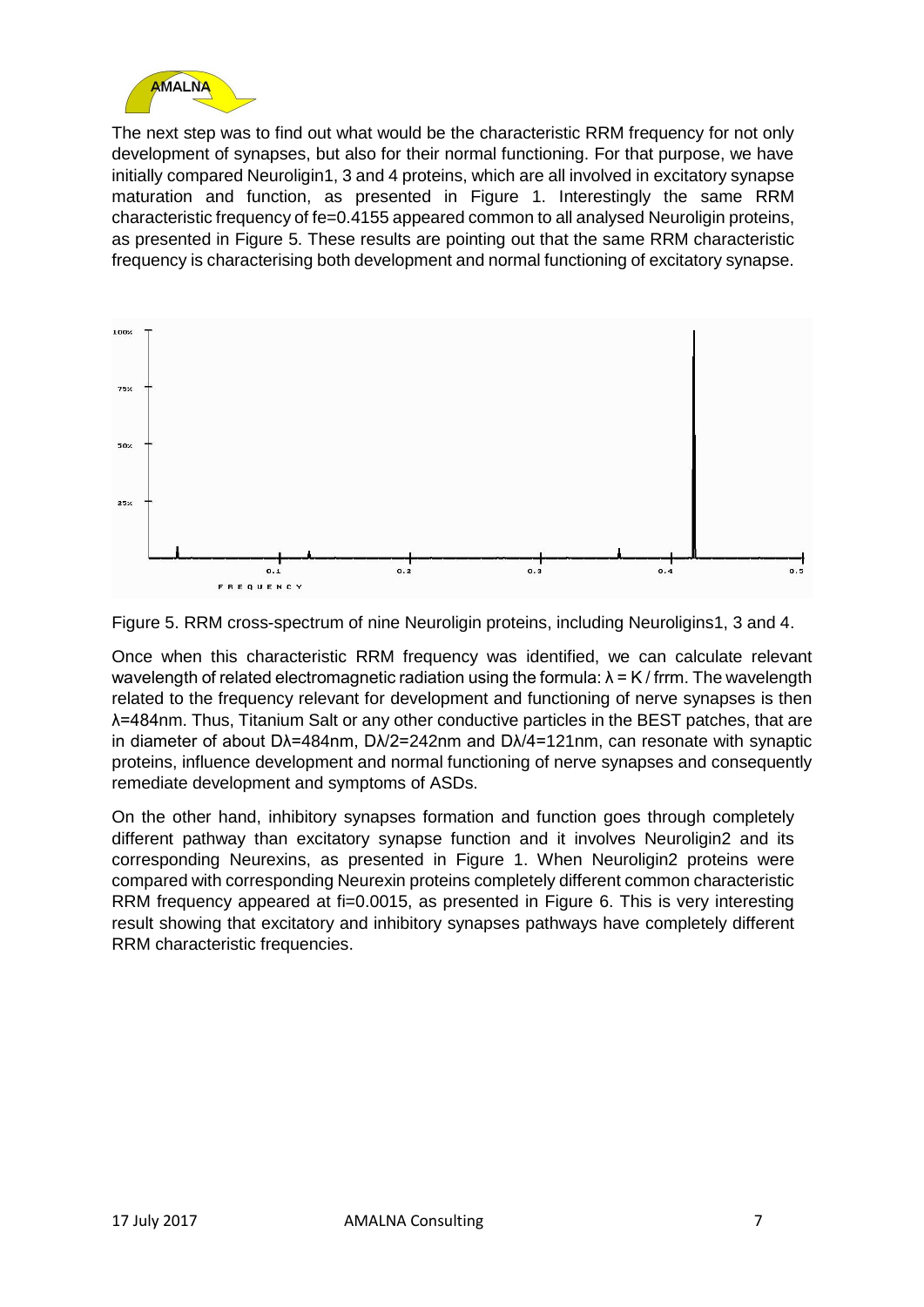The next step was to find out what would be the characteristic RRM frequency for not only development of synapses, but also for their normal functioning. For that purpose, we have initially compared Neuroligin1, 3 and 4 proteins, which are all involved in excitatory synapse maturation and function, as presented in Figure 1. Interestingly the same RRM characteristic frequency of fe=0.4155 appeared common to all analysed Neuroligin proteins, as presented in Figure 5. These results are pointing out that the same RRM characteristic frequency is characterising both development and normal functioning of excitatory synapse.

Figure 5. RRM cross-spectrum of nine Neuroligin proteins, including Neuroligins1, 3 and 4.

Once when this characteristic RRM frequency was identified, we can calculate relevant wavelength of related electromagnetic radiation using the formula: $\lambda = K / frrm$. The wavelength related to the frequency relevant for development and functioning of nerve synapses is then $\lambda$=484nm. Thus, Titanium Salt or any other conductive particles in the BEST patches, that are in diameter of about D$\lambda$=484nm, D$\lambda$/2=242nm and D$\lambda$/4=121nm, can resonate with synaptic proteins, influence development and normal functioning of nerve synapses and consequently remediate development and symptoms of ASDs.

On the other hand, inhibitory synapses formation and function goes through completely different pathway than excitatory synapse function and it involves Neuroligin2 and its corresponding Neurexins, as presented in Figure 1. When Neuroligin2 proteins were compared with corresponding Neurexin proteins completely different common characteristic RRM frequency appeared at fi=0.0015, as presented in Figure 6. This is very interesting result showing that excitatory and inhibitory synapses pathways have completely different RRM characteristic frequencies.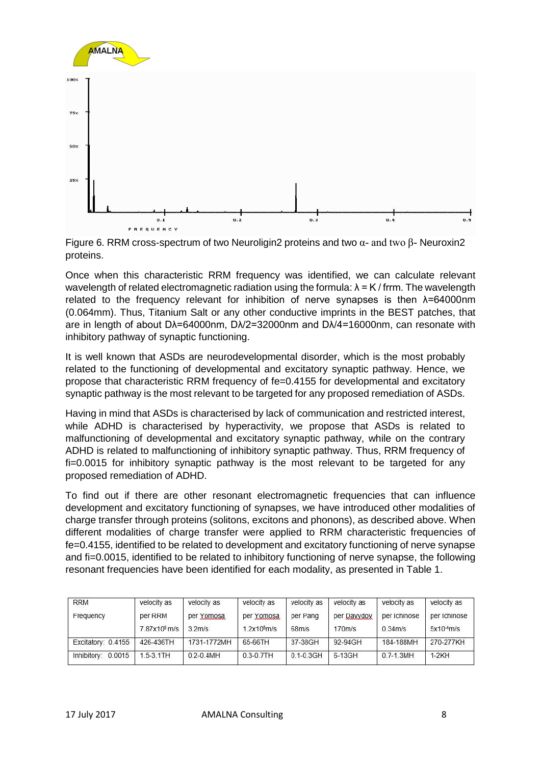Figure 6. RRM cross-spectrum of two Neuroligin2 proteins and two α- and two β- Neuroxin2 proteins.

Once when this characteristic RRM frequency was identified, we can calculate relevant wavelength of related electromagnetic radiation using the formula: $\lambda = K / frrm$. The wavelength related to the frequency relevant for inhibition of nerve synapses is then λ=64000nm (0.064mm). Thus, Titanium Salt or any other conductive imprints in the BEST patches, that are in length of about Dλ=64000nm, Dλ/2=32000nm and Dλ/4=16000nm, can resonate with inhibitory pathway of synaptic functioning.

It is well known that ASDs are neurodevelopmental disorder, which is the most probably related to the functioning of developmental and excitatory synaptic pathway. Hence, we propose that characteristic RRM frequency of fe=0.4155 for developmental and excitatory synaptic pathway is the most relevant to be targeted for any proposed remediation of ASDs.

Having in mind that ASDs is characterised by lack of communication and restricted interest, while ADHD is characterised by hyperactivity, we propose that ASDs is related to malfunctioning of developmental and excitatory synaptic pathway, while on the contrary ADHD is related to malfunctioning of inhibitory synaptic pathway. Thus, RRM frequency of fi=0.0015 for inhibitory synaptic pathway is the most relevant to be targeted for any proposed remediation of ADHD.

To find out if there are other resonant electromagnetic frequencies that can influence development and excitatory functioning of synapses, we have introduced other modalities of charge transfer through proteins (solitons, excitons and phonons), as described above. When different modalities of charge transfer were applied to RRM characteristic frequencies of fe=0.4155, identified to be related to development and excitatory functioning of nerve synapse and fi=0.0015, identified to be related to inhibitory functioning of nerve synapse, the following resonant frequencies have been identified for each modality, as presented in Table 1.

| RRM Frequency | velocity as per RRM $7.87\times10^5$ m/s | velocity as per Yomosa 3.2m/s | velocity as per Yomosa $1.2\times10^5$m/s | velocity as per Pang 68m/s | velocity as per Davydov 170m/s | velocity as per Ichinose 0.34m/s | velocity as per Ichinose $5\times10^{-4}$m/s |
|---|---|---|---|---|---|---|---|
| Excitatory: 0.4155 | 426-436TH | 1731-1772MH | 65-66TH | 37-38GH | 92-94GH | 184-188MH | 270-277KH |
| Inhibitory: 0.0015 | 1.5-3.1TH | 0.2-0.4MH | 0.3-0.7TH | 0.1-0.3GH | 6-13GH | 0.7-1.3MH | 1-2KH |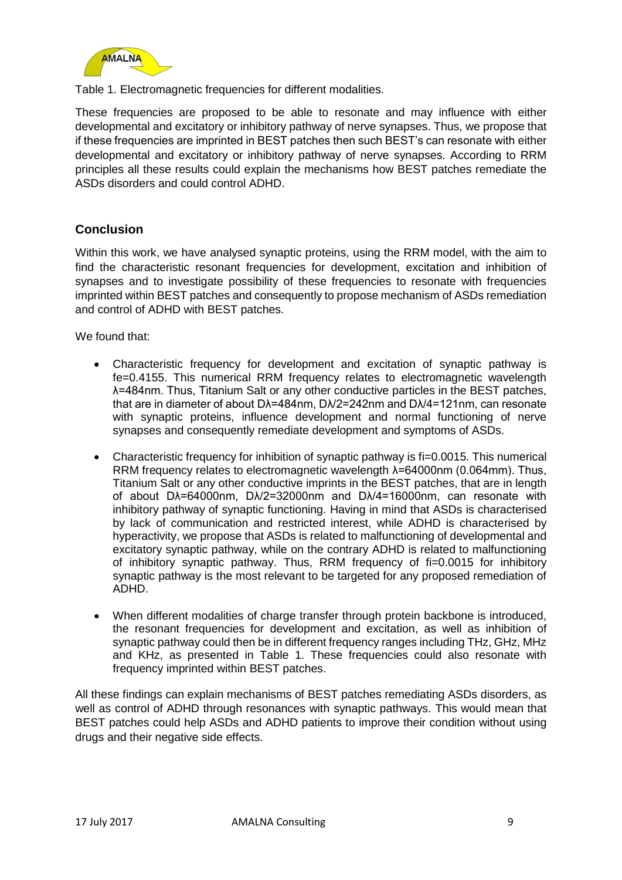Table 1. Electromagnetic frequencies for different modalities.

These frequencies are proposed to be able to resonate and may influence with either developmental and excitatory or inhibitory pathway of nerve synapses. Thus, we propose that if these frequencies are imprinted in BEST patches then such BEST's can resonate with either developmental and excitatory or inhibitory pathway of nerve synapses. According to RRM principles all these results could explain the mechanisms how BEST patches remediate the ASDs disorders and could control ADHD.

## Conclusion

Within this work, we have analysed synaptic proteins, using the RRM model, with the aim to find the characteristic resonant frequencies for development, excitation and inhibition of synapses and to investigate possibility of these frequencies to resonate with frequencies imprinted within BEST patches and consequently to propose mechanism of ASDs remediation and control of ADHD with BEST patches.

We found that:

- Characteristic frequency for development and excitation of synaptic pathway is fe=0.4155. This numerical RRM frequency relates to electromagnetic wavelength λ=484nm. Thus, Titanium Salt or any other conductive particles in the BEST patches, that are in diameter of about Dλ=484nm, Dλ/2=242nm and Dλ/4=121nm, can resonate with synaptic proteins, influence development and normal functioning of nerve synapses and consequently remediate development and symptoms of ASDs.
- Characteristic frequency for inhibition of synaptic pathway is fi=0.0015. This numerical RRM frequency relates to electromagnetic wavelength λ=64000nm (0.064mm). Thus, Titanium Salt or any other conductive imprints in the BEST patches, that are in length of about Dλ=64000nm, Dλ/2=32000nm and Dλ/4=16000nm, can resonate with inhibitory pathway of synaptic functioning. Having in mind that ASDs is characterised by lack of communication and restricted interest, while ADHD is characterised by hyperactivity, we propose that ASDs is related to malfunctioning of developmental and excitatory synaptic pathway, while on the contrary ADHD is related to malfunctioning of inhibitory synaptic pathway. Thus, RRM frequency of fi=0.0015 for inhibitory synaptic pathway is the most relevant to be targeted for any proposed remediation of ADHD.
- When different modalities of charge transfer through protein backbone is introduced, the resonant frequencies for development and excitation, as well as inhibition of synaptic pathway could then be in different frequency ranges including THz, GHz, MHz and KHz, as presented in Table 1. These frequencies could also resonate with frequency imprinted within BEST patches.

All these findings can explain mechanisms of BEST patches remediating ASDs disorders, as well as control of ADHD through resonances with synaptic pathways. This would mean that BEST patches could help ASDs and ADHD patients to improve their condition without using drugs and their negative side effects.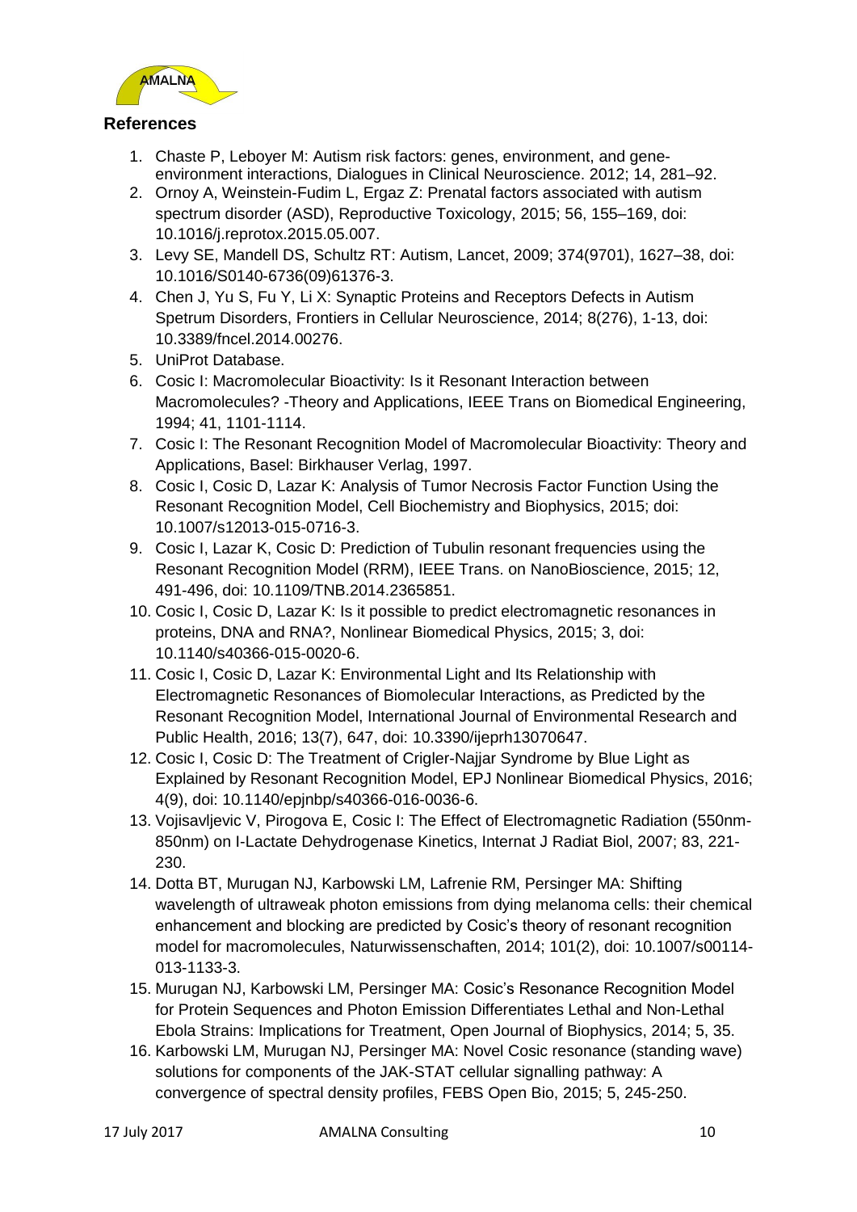## References

1. Chaste P, Leboyer M: Autism risk factors: genes, environment, and gene-environment interactions, Dialogues in Clinical Neuroscience. 2012; 14, 281–92.
2. Ornoy A, Weinstein-Fudim L, Ergaz Z: Prenatal factors associated with autism spectrum disorder (ASD), Reproductive Toxicology, 2015; 56, 155–169, doi: 10.1016/j.reprotox.2015.05.007.
3. Levy SE, Mandell DS, Schultz RT: Autism, Lancet, 2009; 374(9701), 1627–38, doi: 10.1016/S0140-6736(09)61376-3.
4. Chen J, Yu S, Fu Y, Li X: Synaptic Proteins and Receptors Defects in Autism Spetrum Disorders, Frontiers in Cellular Neuroscience, 2014; 8(276), 1-13, doi: 10.3389/fncel.2014.00276.
5. UniProt Database.
6. Cosic I: Macromolecular Bioactivity: Is it Resonant Interaction between Macromolecules? -Theory and Applications, IEEE Trans on Biomedical Engineering, 1994; 41, 1101-1114.
7. Cosic I: The Resonant Recognition Model of Macromolecular Bioactivity: Theory and Applications, Basel: Birkhauser Verlag, 1997.
8. Cosic I, Cosic D, Lazar K: Analysis of Tumor Necrosis Factor Function Using the Resonant Recognition Model, Cell Biochemistry and Biophysics, 2015; doi: 10.1007/s12013-015-0716-3.
9. Cosic I, Lazar K, Cosic D: Prediction of Tubulin resonant frequencies using the Resonant Recognition Model (RRM), IEEE Trans. on NanoBioscience, 2015; 12, 491-496, doi: 10.1109/TNB.2014.2365851.
10. Cosic I, Cosic D, Lazar K: Is it possible to predict electromagnetic resonances in proteins, DNA and RNA?, Nonlinear Biomedical Physics, 2015; 3, doi: 10.1140/s40366-015-0020-6.
11. Cosic I, Cosic D, Lazar K: Environmental Light and Its Relationship with Electromagnetic Resonances of Biomolecular Interactions, as Predicted by the Resonant Recognition Model, International Journal of Environmental Research and Public Health, 2016; 13(7), 647, doi: 10.3390/ijeprh13070647.
12. Cosic I, Cosic D: The Treatment of Crigler-Najjar Syndrome by Blue Light as Explained by Resonant Recognition Model, EPJ Nonlinear Biomedical Physics, 2016; 4(9), doi: 10.1140/epjnbp/s40366-016-0036-6.
13. Vojisavljevic V, Pirogova E, Cosic I: The Effect of Electromagnetic Radiation (550nm-850nm) on I-Lactate Dehydrogenase Kinetics, Internat J Radiat Biol, 2007; 83, 221-230.
14. Dotta BT, Murugan NJ, Karbowski LM, Lafrenie RM, Persinger MA: Shifting wavelength of ultraweak photon emissions from dying melanoma cells: their chemical enhancement and blocking are predicted by Cosic's theory of resonant recognition model for macromolecules, Naturwissenschaften, 2014; 101(2), doi: 10.1007/s00114-013-1133-3.
15. Murugan NJ, Karbowski LM, Persinger MA: Cosic's Resonance Recognition Model for Protein Sequences and Photon Emission Differentiates Lethal and Non-Lethal Ebola Strains: Implications for Treatment, Open Journal of Biophysics, 2014; 5, 35.
16. Karbowski LM, Murugan NJ, Persinger MA: Novel Cosic resonance (standing wave) solutions for components of the JAK-STAT cellular signalling pathway: A convergence of spectral density profiles, FEBS Open Bio, 2015; 5, 245-250.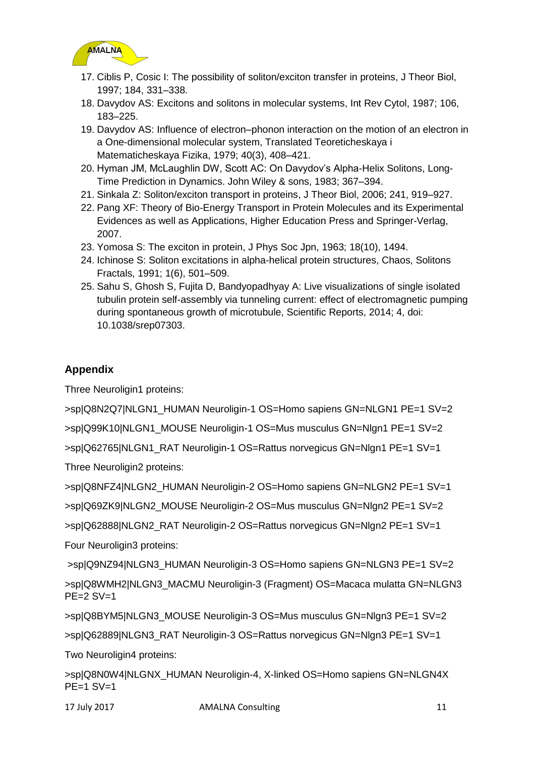17. Ciblis P, Cosic I: The possibility of soliton/exciton transfer in proteins, J Theor Biol, 1997; 184, 331–338.
18. Davydov AS: Excitons and solitons in molecular systems, Int Rev Cytol, 1987; 106, 183–225.
19. Davydov AS: Influence of electron–phonon interaction on the motion of an electron in a One-dimensional molecular system, Translated Teoreticheskaya i Matematicheskaya Fizika, 1979; 40(3), 408–421.
20. Hyman JM, McLaughlin DW, Scott AC: On Davydov's Alpha-Helix Solitons, Long-Time Prediction in Dynamics. John Wiley & sons, 1983; 367–394.
21. Sinkala Z: Soliton/exciton transport in proteins, J Theor Biol, 2006; 241, 919–927.
22. Pang XF: Theory of Bio-Energy Transport in Protein Molecules and its Experimental Evidences as well as Applications, Higher Education Press and Springer-Verlag, 2007.
23. Yomosa S: The exciton in protein, J Phys Soc Jpn, 1963; 18(10), 1494.
24. Ichinose S: Soliton excitations in alpha-helical protein structures, Chaos, Solitons Fractals, 1991; 1(6), 501–509.
25. Sahu S, Ghosh S, Fujita D, Bandyopadhyay A: Live visualizations of single isolated tubulin protein self-assembly via tunneling current: effect of electromagnetic pumping during spontaneous growth of microtubule, Scientific Reports, 2014; 4, doi: 10.1038/srep07303.

## Appendix

Three Neuroligin1 proteins:

>sp|Q8N2Q7|NLGN1_HUMAN Neuroligin-1 OS=Homo sapiens GN=NLGN1 PE=1 SV=2

>sp|Q99K10|NLGN1_MOUSE Neuroligin-1 OS=Mus musculus GN=Nlgn1 PE=1 SV=2

>sp|Q62765|NLGN1_RAT Neuroligin-1 OS=Rattus norvegicus GN=Nlgn1 PE=1 SV=1

Three Neuroligin2 proteins:

>sp|Q8NFZ4|NLGN2_HUMAN Neuroligin-2 OS=Homo sapiens GN=NLGN2 PE=1 SV=1

>sp|Q69ZK9|NLGN2_MOUSE Neuroligin-2 OS=Mus musculus GN=Nlgn2 PE=1 SV=2

>sp|Q62888|NLGN2_RAT Neuroligin-2 OS=Rattus norvegicus GN=Nlgn2 PE=1 SV=1

Four Neuroligin3 proteins:

>sp|Q9NZ94|NLGN3_HUMAN Neuroligin-3 OS=Homo sapiens GN=NLGN3 PE=1 SV=2

>sp|Q8WMH2|NLGN3_MACMU Neuroligin-3 (Fragment) OS=Macaca mulatta GN=NLGN3 PE=2 SV=1

>sp|Q8BYM5|NLGN3_MOUSE Neuroligin-3 OS=Mus musculus GN=Nlgn3 PE=1 SV=2

>sp|Q62889|NLGN3_RAT Neuroligin-3 OS=Rattus norvegicus GN=Nlgn3 PE=1 SV=1

Two Neuroligin4 proteins:

>sp|Q8N0W4|NLGNX_HUMAN Neuroligin-4, X-linked OS=Homo sapiens GN=NLGN4X PE=1 SV=1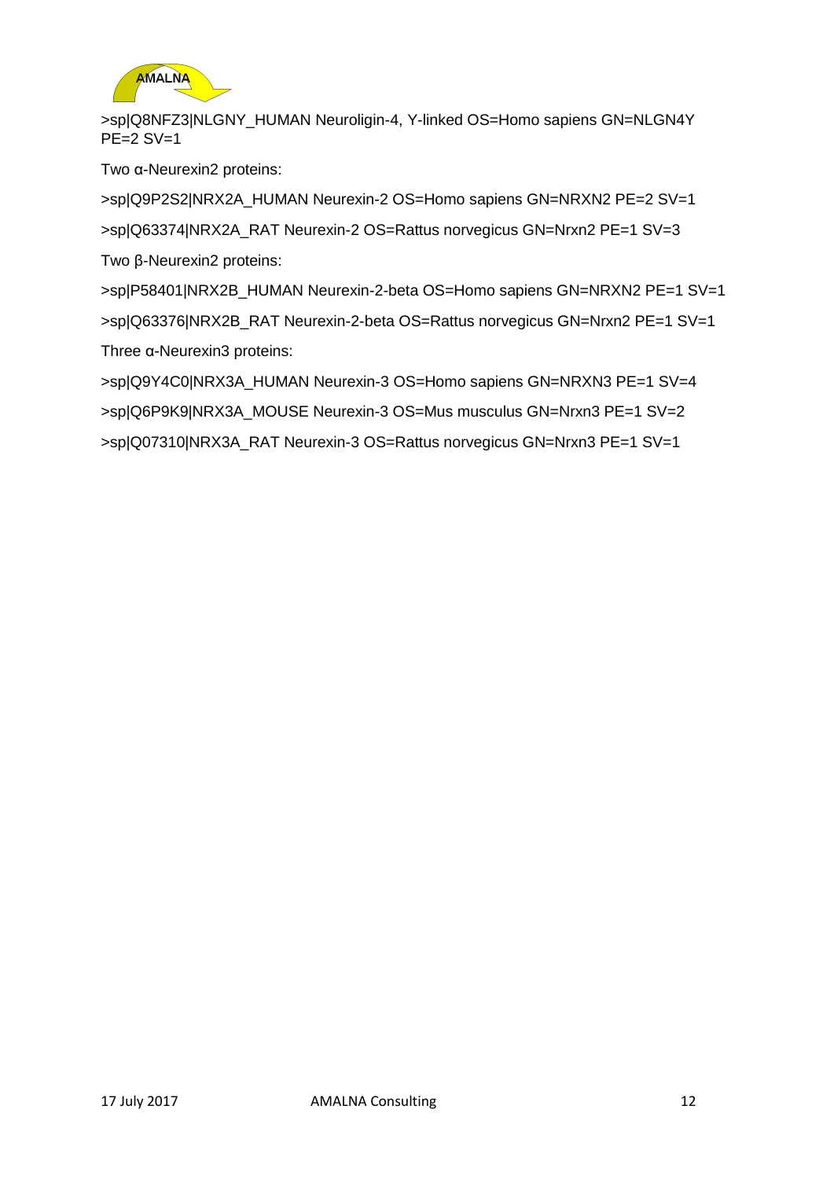>sp|Q8NFZ3|NLGNY_HUMAN Neuroligin-4, Y-linked OS=Homo sapiens GN=NLGN4Y PE=2 SV=1

Two α-Neurexin2 proteins:

>sp|Q9P2S2|NRX2A_HUMAN Neurexin-2 OS=Homo sapiens GN=NRXN2 PE=2 SV=1

>sp|Q63374|NRX2A_RAT Neurexin-2 OS=Rattus norvegicus GN=Nrxn2 PE=1 SV=3

Two β-Neurexin2 proteins:

>sp|P58401|NRX2B_HUMAN Neurexin-2-beta OS=Homo sapiens GN=NRXN2 PE=1 SV=1

>sp|Q63376|NRX2B_RAT Neurexin-2-beta OS=Rattus norvegicus GN=Nrxn2 PE=1 SV=1

Three α-Neurexin3 proteins:

>sp|Q9Y4C0|NRX3A_HUMAN Neurexin-3 OS=Homo sapiens GN=NRXN3 PE=1 SV=4

>sp|Q6P9K9|NRX3A_MOUSE Neurexin-3 OS=Mus musculus GN=Nrxn3 PE=1 SV=2

>sp|Q07310|NRX3A_RAT Neurexin-3 OS=Rattus norvegicus GN=Nrxn3 PE=1 SV=1